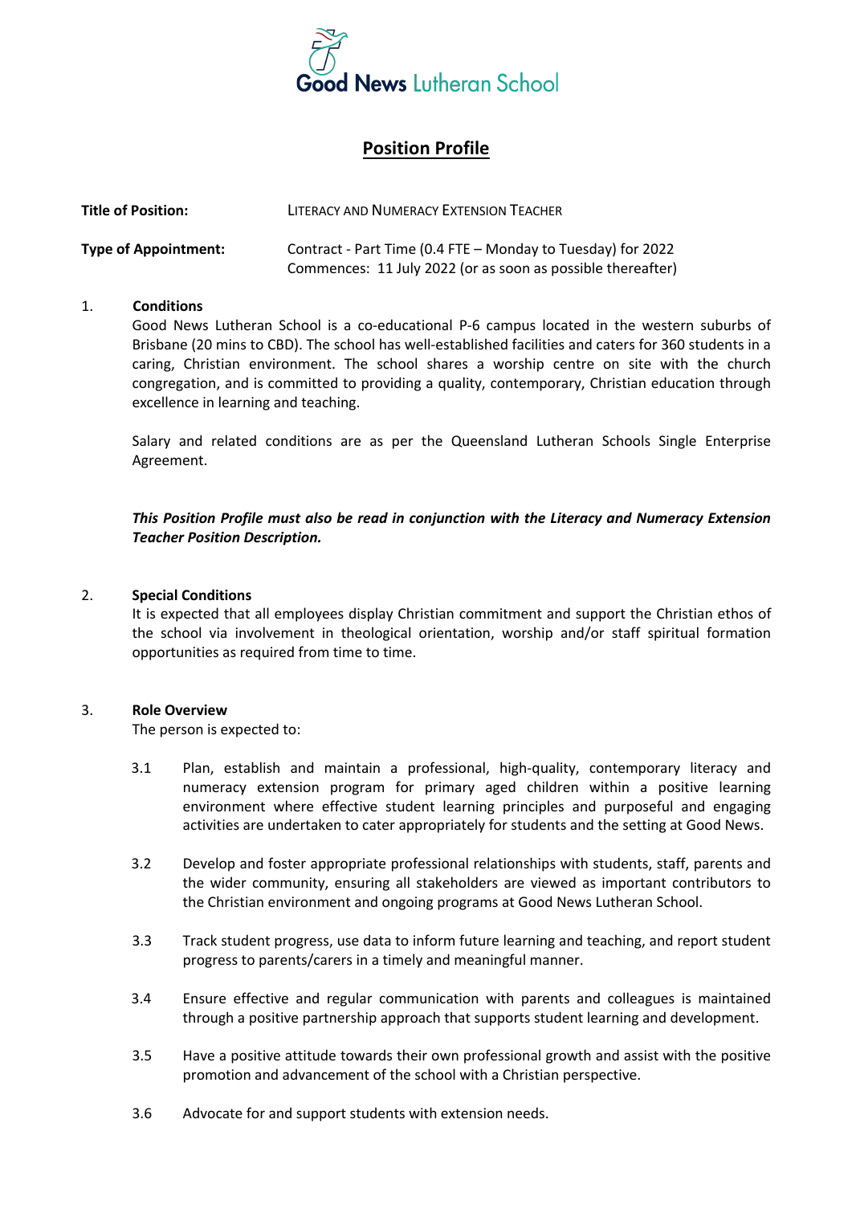Good News Lutheran School

# Position Profile

| | |
|---|---|
| **Title of Position:** | LITERACY AND NUMERACY EXTENSION TEACHER |
| **Type of Appointment:** | Contract - Part Time (0.4 FTE – Monday to Tuesday) for 2022<br>Commences: 11 July 2022 (or as soon as possible thereafter) |

1. **Conditions**

   Good News Lutheran School is a co-educational P-6 campus located in the western suburbs of Brisbane (20 mins to CBD). The school has well-established facilities and caters for 360 students in a caring, Christian environment. The school shares a worship centre on site with the church congregation, and is committed to providing a quality, contemporary, Christian education through excellence in learning and teaching.

   Salary and related conditions are as per the Queensland Lutheran Schools Single Enterprise Agreement.

   ***This Position Profile must also be read in conjunction with the Literacy and Numeracy Extension Teacher Position Description.***

2. **Special Conditions**

   It is expected that all employees display Christian commitment and support the Christian ethos of the school via involvement in theological orientation, worship and/or staff spiritual formation opportunities as required from time to time.

3. **Role Overview**

   The person is expected to:

   3.1 Plan, establish and maintain a professional, high-quality, contemporary literacy and numeracy extension program for primary aged children within a positive learning environment where effective student learning principles and purposeful and engaging activities are undertaken to cater appropriately for students and the setting at Good News.

   3.2 Develop and foster appropriate professional relationships with students, staff, parents and the wider community, ensuring all stakeholders are viewed as important contributors to the Christian environment and ongoing programs at Good News Lutheran School.

   3.3 Track student progress, use data to inform future learning and teaching, and report student progress to parents/carers in a timely and meaningful manner.

   3.4 Ensure effective and regular communication with parents and colleagues is maintained through a positive partnership approach that supports student learning and development.

   3.5 Have a positive attitude towards their own professional growth and assist with the positive promotion and advancement of the school with a Christian perspective.

   3.6 Advocate for and support students with extension needs.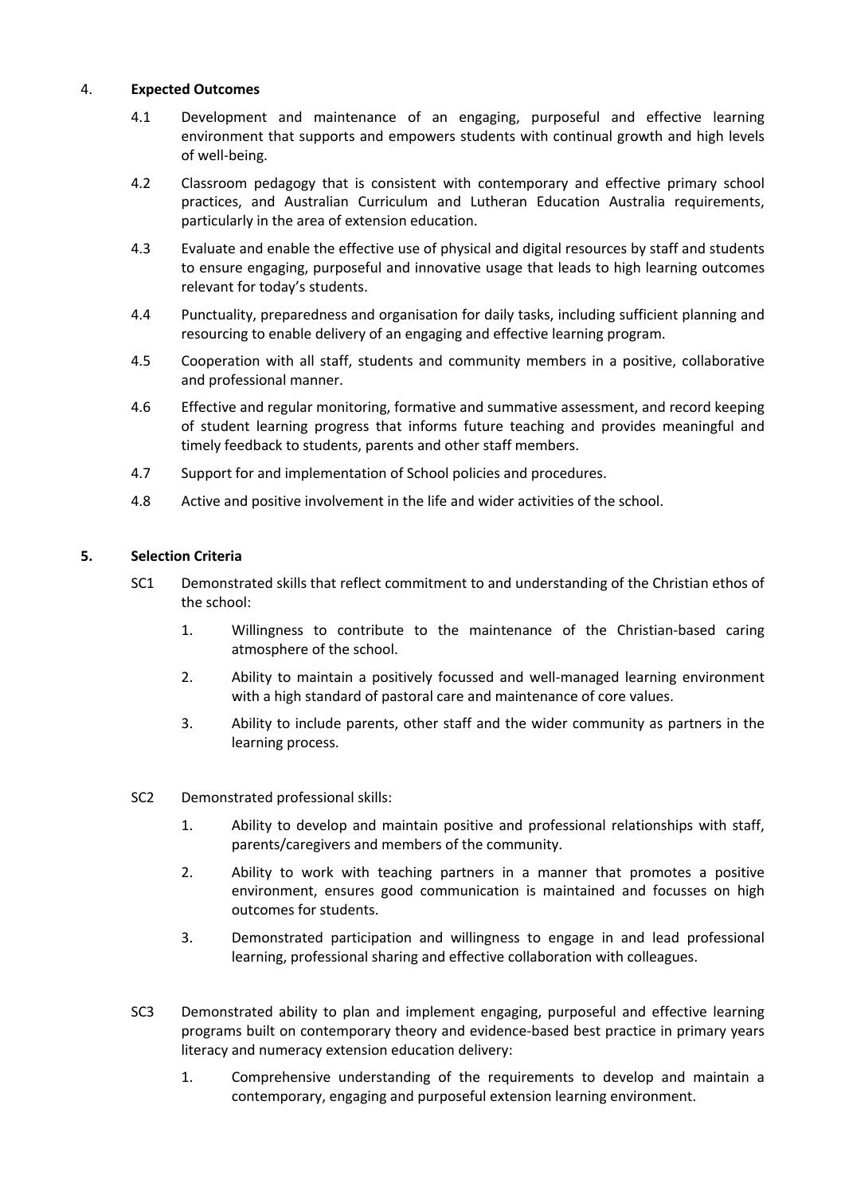## 4. Expected Outcomes

4.1 Development and maintenance of an engaging, purposeful and effective learning environment that supports and empowers students with continual growth and high levels of well-being.

4.2 Classroom pedagogy that is consistent with contemporary and effective primary school practices, and Australian Curriculum and Lutheran Education Australia requirements, particularly in the area of extension education.

4.3 Evaluate and enable the effective use of physical and digital resources by staff and students to ensure engaging, purposeful and innovative usage that leads to high learning outcomes relevant for today's students.

4.4 Punctuality, preparedness and organisation for daily tasks, including sufficient planning and resourcing to enable delivery of an engaging and effective learning program.

4.5 Cooperation with all staff, students and community members in a positive, collaborative and professional manner.

4.6 Effective and regular monitoring, formative and summative assessment, and record keeping of student learning progress that informs future teaching and provides meaningful and timely feedback to students, parents and other staff members.

4.7 Support for and implementation of School policies and procedures.

4.8 Active and positive involvement in the life and wider activities of the school.

## 5. Selection Criteria

SC1 Demonstrated skills that reflect commitment to and understanding of the Christian ethos of the school:

1. Willingness to contribute to the maintenance of the Christian-based caring atmosphere of the school.
2. Ability to maintain a positively focussed and well-managed learning environment with a high standard of pastoral care and maintenance of core values.
3. Ability to include parents, other staff and the wider community as partners in the learning process.

SC2 Demonstrated professional skills:

1. Ability to develop and maintain positive and professional relationships with staff, parents/caregivers and members of the community.
2. Ability to work with teaching partners in a manner that promotes a positive environment, ensures good communication is maintained and focusses on high outcomes for students.
3. Demonstrated participation and willingness to engage in and lead professional learning, professional sharing and effective collaboration with colleagues.

SC3 Demonstrated ability to plan and implement engaging, purposeful and effective learning programs built on contemporary theory and evidence-based best practice in primary years literacy and numeracy extension education delivery:

1. Comprehensive understanding of the requirements to develop and maintain a contemporary, engaging and purposeful extension learning environment.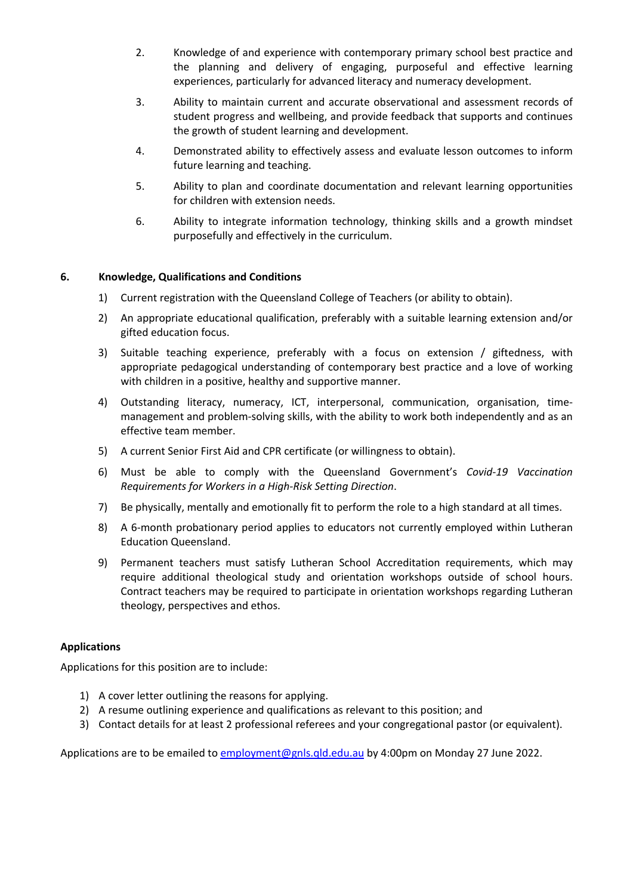2. Knowledge of and experience with contemporary primary school best practice and the planning and delivery of engaging, purposeful and effective learning experiences, particularly for advanced literacy and numeracy development.
3. Ability to maintain current and accurate observational and assessment records of student progress and wellbeing, and provide feedback that supports and continues the growth of student learning and development.
4. Demonstrated ability to effectively assess and evaluate lesson outcomes to inform future learning and teaching.
5. Ability to plan and coordinate documentation and relevant learning opportunities for children with extension needs.
6. Ability to integrate information technology, thinking skills and a growth mindset purposefully and effectively in the curriculum.

**6. Knowledge, Qualifications and Conditions**

1) Current registration with the Queensland College of Teachers (or ability to obtain).
2) An appropriate educational qualification, preferably with a suitable learning extension and/or gifted education focus.
3) Suitable teaching experience, preferably with a focus on extension / giftedness, with appropriate pedagogical understanding of contemporary best practice and a love of working with children in a positive, healthy and supportive manner.
4) Outstanding literacy, numeracy, ICT, interpersonal, communication, organisation, time-management and problem-solving skills, with the ability to work both independently and as an effective team member.
5) A current Senior First Aid and CPR certificate (or willingness to obtain).
6) Must be able to comply with the Queensland Government's *Covid-19 Vaccination Requirements for Workers in a High-Risk Setting Direction*.
7) Be physically, mentally and emotionally fit to perform the role to a high standard at all times.
8) A 6-month probationary period applies to educators not currently employed within Lutheran Education Queensland.
9) Permanent teachers must satisfy Lutheran School Accreditation requirements, which may require additional theological study and orientation workshops outside of school hours. Contract teachers may be required to participate in orientation workshops regarding Lutheran theology, perspectives and ethos.

**Applications**

Applications for this position are to include:

1) A cover letter outlining the reasons for applying.
2) A resume outlining experience and qualifications as relevant to this position; and
3) Contact details for at least 2 professional referees and your congregational pastor (or equivalent).

Applications are to be emailed to employment@gnls.qld.edu.au by 4:00pm on Monday 27 June 2022.